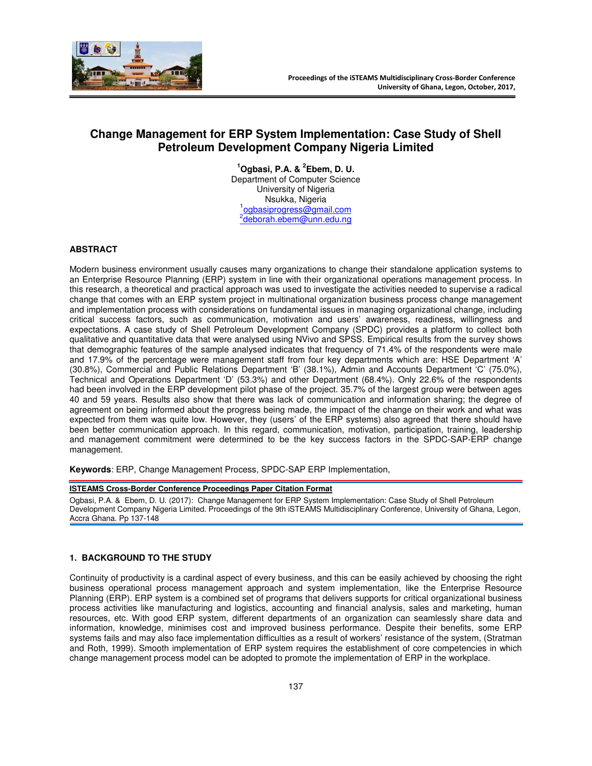# Change Management for ERP System Implementation: Case Study of Shell Petroleum Development Company Nigeria Limited

[1]Ogbasi, P.A. & [2]Ebem, D. U.
Department of Computer Science
University of Nigeria
Nsukka, Nigeria
[1]ogbasiprogress@gmail.com
[2]deborah.ebem@unn.edu.ng

## ABSTRACT

Modern business environment usually causes many organizations to change their standalone application systems to an Enterprise Resource Planning (ERP) system in line with their organizational operations management process. In this research, a theoretical and practical approach was used to investigate the activities needed to supervise a radical change that comes with an ERP system project in multinational organization business process change management and implementation process with considerations on fundamental issues in managing organizational change, including critical success factors, such as communication, motivation and users' awareness, readiness, willingness and expectations. A case study of Shell Petroleum Development Company (SPDC) provides a platform to collect both qualitative and quantitative data that were analysed using NVivo and SPSS. Empirical results from the survey shows that demographic features of the sample analysed indicates that frequency of 71.4% of the respondents were male and 17.9% of the percentage were management staff from four key departments which are: HSE Department 'A' (30.8%), Commercial and Public Relations Department 'B' (38.1%), Admin and Accounts Department 'C' (75.0%), Technical and Operations Department 'D' (53.3%) and other Department (68.4%). Only 22.6% of the respondents had been involved in the ERP development pilot phase of the project. 35.7% of the largest group were between ages 40 and 59 years. Results also show that there was lack of communication and information sharing; the degree of agreement on being informed about the progress being made, the impact of the change on their work and what was expected from them was quite low. However, they (users' of the ERP systems) also agreed that there should have been better communication approach. In this regard, communication, motivation, participation, training, leadership and management commitment were determined to be the key success factors in the SPDC-SAP-ERP change management.

**Keywords**: ERP, Change Management Process, SPDC-SAP ERP Implementation,

**ISTEAMS Cross-Border Conference Proceedings Paper Citation Format**

Ogbasi, P.A. & Ebem, D. U. (2017): Change Management for ERP System Implementation: Case Study of Shell Petroleum Development Company Nigeria Limited. Proceedings of the 9th iSTEAMS Multidisciplinary Conference, University of Ghana, Legon, Accra Ghana. Pp 137-148

## 1. BACKGROUND TO THE STUDY

Continuity of productivity is a cardinal aspect of every business, and this can be easily achieved by choosing the right business operational process management approach and system implementation, like the Enterprise Resource Planning (ERP). ERP system is a combined set of programs that delivers supports for critical organizational business process activities like manufacturing and logistics, accounting and financial analysis, sales and marketing, human resources, etc. With good ERP system, different departments of an organization can seamlessly share data and information, knowledge, minimises cost and improved business performance. Despite their benefits, some ERP systems fails and may also face implementation difficulties as a result of workers' resistance of the system, (Stratman and Roth, 1999). Smooth implementation of ERP system requires the establishment of core competencies in which change management process model can be adopted to promote the implementation of ERP in the workplace.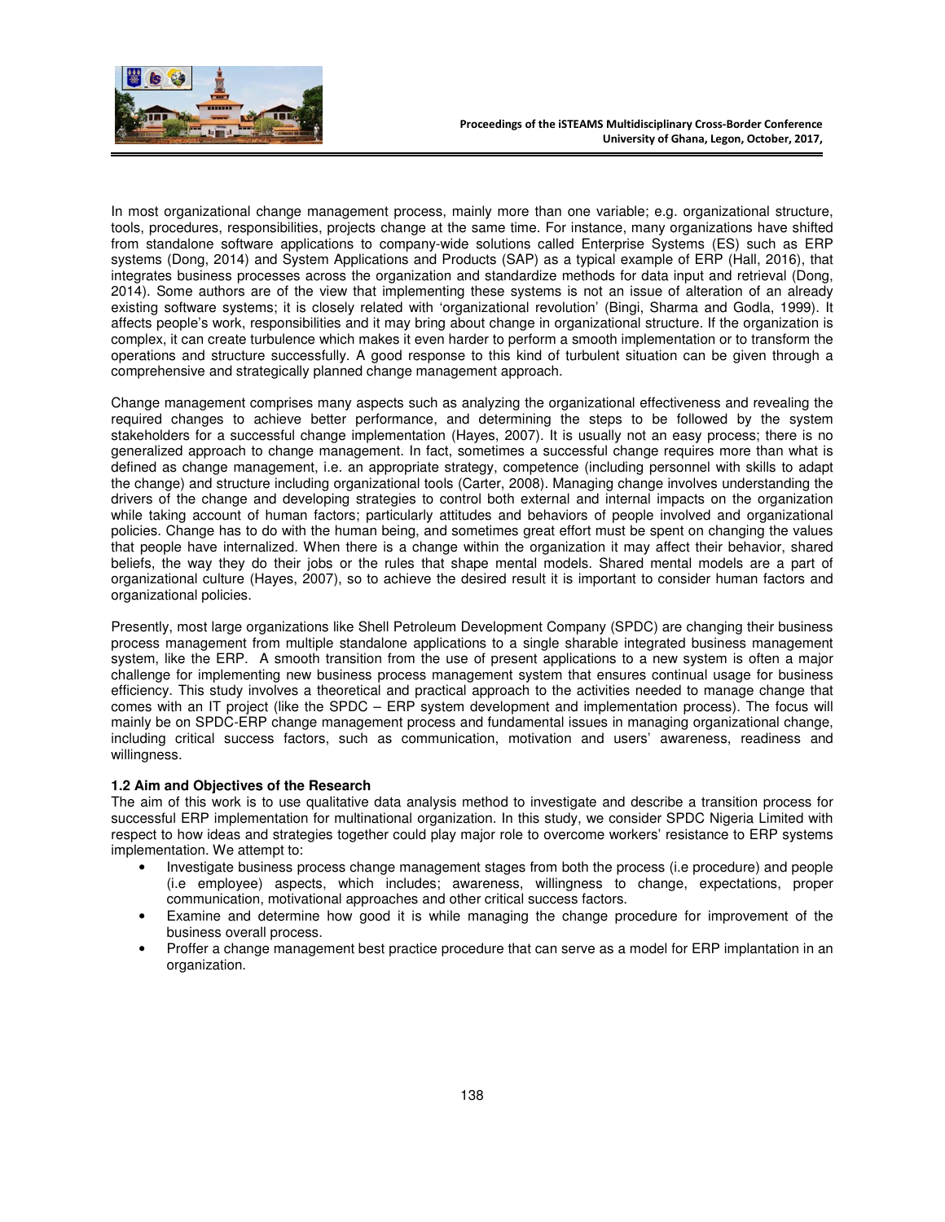In most organizational change management process, mainly more than one variable; e.g. organizational structure, tools, procedures, responsibilities, projects change at the same time. For instance, many organizations have shifted from standalone software applications to company-wide solutions called Enterprise Systems (ES) such as ERP systems (Dong, 2014) and System Applications and Products (SAP) as a typical example of ERP (Hall, 2016), that integrates business processes across the organization and standardize methods for data input and retrieval (Dong, 2014). Some authors are of the view that implementing these systems is not an issue of alteration of an already existing software systems; it is closely related with 'organizational revolution' (Bingi, Sharma and Godla, 1999). It affects people's work, responsibilities and it may bring about change in organizational structure. If the organization is complex, it can create turbulence which makes it even harder to perform a smooth implementation or to transform the operations and structure successfully. A good response to this kind of turbulent situation can be given through a comprehensive and strategically planned change management approach.

Change management comprises many aspects such as analyzing the organizational effectiveness and revealing the required changes to achieve better performance, and determining the steps to be followed by the system stakeholders for a successful change implementation (Hayes, 2007). It is usually not an easy process; there is no generalized approach to change management. In fact, sometimes a successful change requires more than what is defined as change management, i.e. an appropriate strategy, competence (including personnel with skills to adapt the change) and structure including organizational tools (Carter, 2008). Managing change involves understanding the drivers of the change and developing strategies to control both external and internal impacts on the organization while taking account of human factors; particularly attitudes and behaviors of people involved and organizational policies. Change has to do with the human being, and sometimes great effort must be spent on changing the values that people have internalized. When there is a change within the organization it may affect their behavior, shared beliefs, the way they do their jobs or the rules that shape mental models. Shared mental models are a part of organizational culture (Hayes, 2007), so to achieve the desired result it is important to consider human factors and organizational policies.

Presently, most large organizations like Shell Petroleum Development Company (SPDC) are changing their business process management from multiple standalone applications to a single sharable integrated business management system, like the ERP. A smooth transition from the use of present applications to a new system is often a major challenge for implementing new business process management system that ensures continual usage for business efficiency. This study involves a theoretical and practical approach to the activities needed to manage change that comes with an IT project (like the SPDC – ERP system development and implementation process). The focus will mainly be on SPDC-ERP change management process and fundamental issues in managing organizational change, including critical success factors, such as communication, motivation and users' awareness, readiness and willingness.

### 1.2 Aim and Objectives of the Research

The aim of this work is to use qualitative data analysis method to investigate and describe a transition process for successful ERP implementation for multinational organization. In this study, we consider SPDC Nigeria Limited with respect to how ideas and strategies together could play major role to overcome workers' resistance to ERP systems implementation. We attempt to:

- Investigate business process change management stages from both the process (i.e procedure) and people (i.e employee) aspects, which includes; awareness, willingness to change, expectations, proper communication, motivational approaches and other critical success factors.
- Examine and determine how good it is while managing the change procedure for improvement of the business overall process.
- Proffer a change management best practice procedure that can serve as a model for ERP implantation in an organization.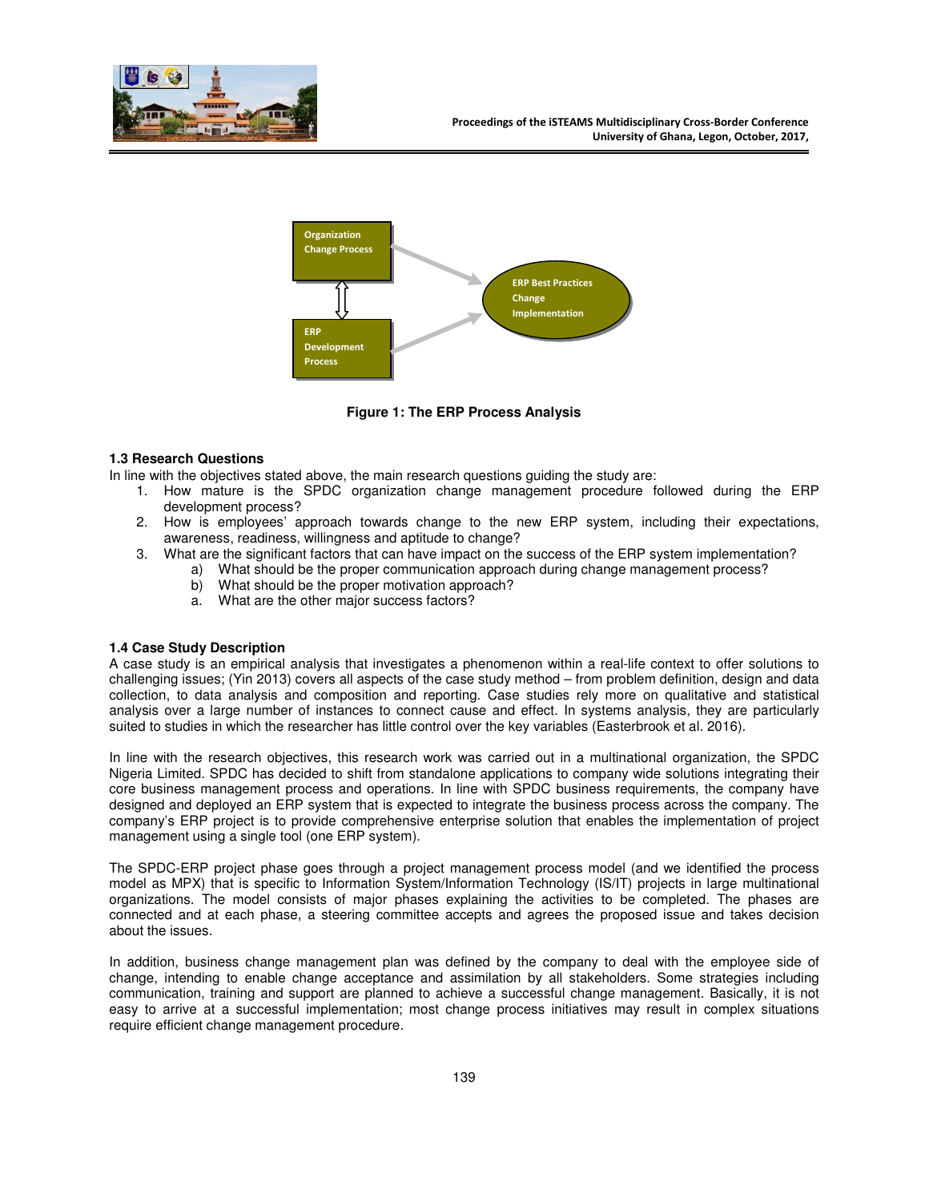Organization Change Process

ERP Development Process

ERP Best Practices Change Implementation

**Figure 1: The ERP Process Analysis**

### 1.3 Research Questions

In line with the objectives stated above, the main research questions guiding the study are:

1. How mature is the SPDC organization change management procedure followed during the ERP development process?
2. How is employees' approach towards change to the new ERP system, including their expectations, awareness, readiness, willingness and aptitude to change?
3. What are the significant factors that can have impact on the success of the ERP system implementation?
   a) What should be the proper communication approach during change management process?
   b) What should be the proper motivation approach?
   a. What are the other major success factors?

### 1.4 Case Study Description

A case study is an empirical analysis that investigates a phenomenon within a real-life context to offer solutions to challenging issues; (Yin 2013) covers all aspects of the case study method – from problem definition, design and data collection, to data analysis and composition and reporting. Case studies rely more on qualitative and statistical analysis over a large number of instances to connect cause and effect. In systems analysis, they are particularly suited to studies in which the researcher has little control over the key variables (Easterbrook et al. 2016).

In line with the research objectives, this research work was carried out in a multinational organization, the SPDC Nigeria Limited. SPDC has decided to shift from standalone applications to company wide solutions integrating their core business management process and operations. In line with SPDC business requirements, the company have designed and deployed an ERP system that is expected to integrate the business process across the company. The company's ERP project is to provide comprehensive enterprise solution that enables the implementation of project management using a single tool (one ERP system).

The SPDC-ERP project phase goes through a project management process model (and we identified the process model as MPX) that is specific to Information System/Information Technology (IS/IT) projects in large multinational organizations. The model consists of major phases explaining the activities to be completed. The phases are connected and at each phase, a steering committee accepts and agrees the proposed issue and takes decision about the issues.

In addition, business change management plan was defined by the company to deal with the employee side of change, intending to enable change acceptance and assimilation by all stakeholders. Some strategies including communication, training and support are planned to achieve a successful change management. Basically, it is not easy to arrive at a successful implementation; most change process initiatives may result in complex situations require efficient change management procedure.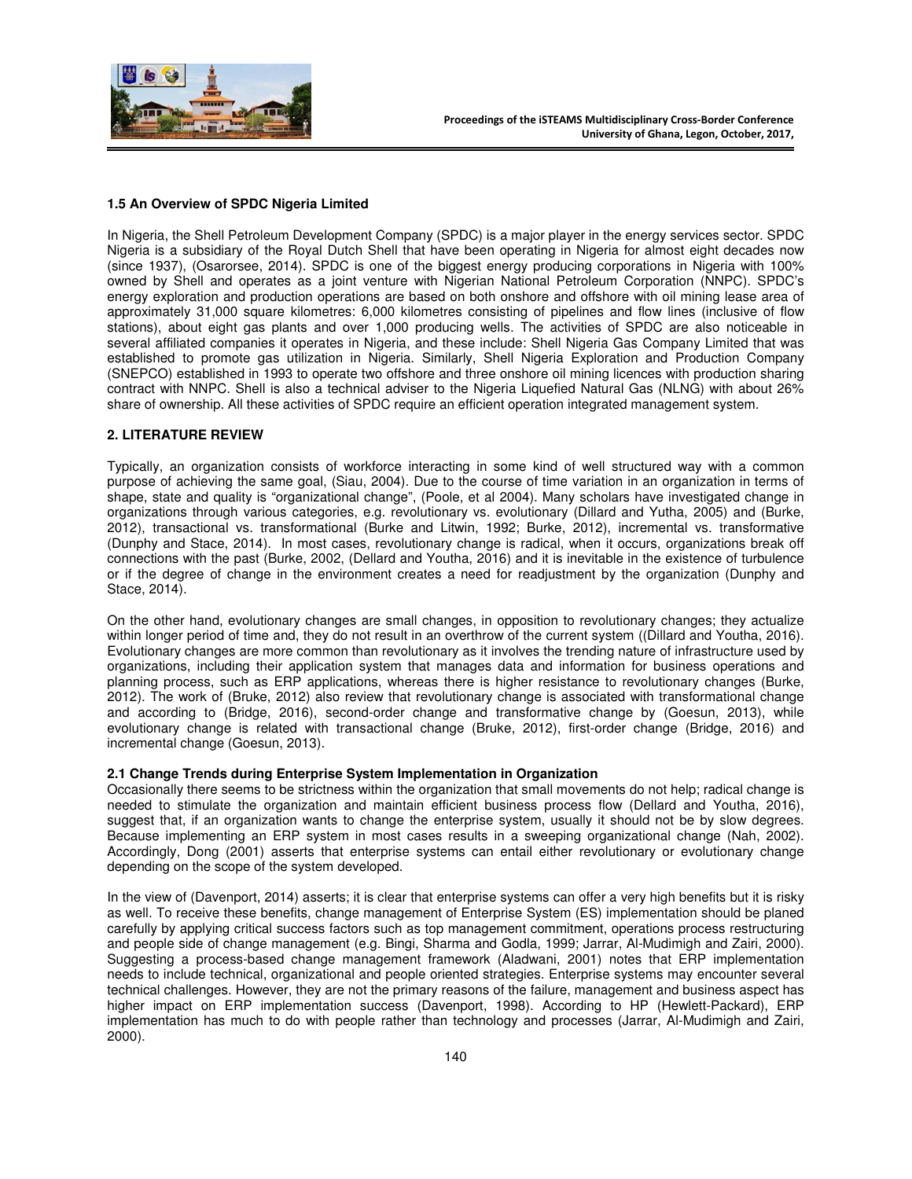### 1.5 An Overview of SPDC Nigeria Limited

In Nigeria, the Shell Petroleum Development Company (SPDC) is a major player in the energy services sector. SPDC Nigeria is a subsidiary of the Royal Dutch Shell that have been operating in Nigeria for almost eight decades now (since 1937), (Osarorsee, 2014). SPDC is one of the biggest energy producing corporations in Nigeria with 100% owned by Shell and operates as a joint venture with Nigerian National Petroleum Corporation (NNPC). SPDC's energy exploration and production operations are based on both onshore and offshore with oil mining lease area of approximately 31,000 square kilometres: 6,000 kilometres consisting of pipelines and flow lines (inclusive of flow stations), about eight gas plants and over 1,000 producing wells. The activities of SPDC are also noticeable in several affiliated companies it operates in Nigeria, and these include: Shell Nigeria Gas Company Limited that was established to promote gas utilization in Nigeria. Similarly, Shell Nigeria Exploration and Production Company (SNEPCO) established in 1993 to operate two offshore and three onshore oil mining licences with production sharing contract with NNPC. Shell is also a technical adviser to the Nigeria Liquefied Natural Gas (NLNG) with about 26% share of ownership. All these activities of SPDC require an efficient operation integrated management system.

## 2. LITERATURE REVIEW

Typically, an organization consists of workforce interacting in some kind of well structured way with a common purpose of achieving the same goal, (Siau, 2004). Due to the course of time variation in an organization in terms of shape, state and quality is "organizational change", (Poole, et al 2004). Many scholars have investigated change in organizations through various categories, e.g. revolutionary vs. evolutionary (Dillard and Yutha, 2005) and (Burke, 2012), transactional vs. transformational (Burke and Litwin, 1992; Burke, 2012), incremental vs. transformative (Dunphy and Stace, 2014). In most cases, revolutionary change is radical, when it occurs, organizations break off connections with the past (Burke, 2002, (Dellard and Youtha, 2016) and it is inevitable in the existence of turbulence or if the degree of change in the environment creates a need for readjustment by the organization (Dunphy and Stace, 2014).

On the other hand, evolutionary changes are small changes, in opposition to revolutionary changes; they actualize within longer period of time and, they do not result in an overthrow of the current system ((Dillard and Youtha, 2016). Evolutionary changes are more common than revolutionary as it involves the trending nature of infrastructure used by organizations, including their application system that manages data and information for business operations and planning process, such as ERP applications, whereas there is higher resistance to revolutionary changes (Burke, 2012). The work of (Bruke, 2012) also review that revolutionary change is associated with transformational change and according to (Bridge, 2016), second-order change and transformative change by (Goesun, 2013), while evolutionary change is related with transactional change (Bruke, 2012), first-order change (Bridge, 2016) and incremental change (Goesun, 2013).

### 2.1 Change Trends during Enterprise System Implementation in Organization

Occasionally there seems to be strictness within the organization that small movements do not help; radical change is needed to stimulate the organization and maintain efficient business process flow (Dellard and Youtha, 2016), suggest that, if an organization wants to change the enterprise system, usually it should not be by slow degrees. Because implementing an ERP system in most cases results in a sweeping organizational change (Nah, 2002). Accordingly, Dong (2001) asserts that enterprise systems can entail either revolutionary or evolutionary change depending on the scope of the system developed.

In the view of (Davenport, 2014) asserts; it is clear that enterprise systems can offer a very high benefits but it is risky as well. To receive these benefits, change management of Enterprise System (ES) implementation should be planed carefully by applying critical success factors such as top management commitment, operations process restructuring and people side of change management (e.g. Bingi, Sharma and Godla, 1999; Jarrar, Al-Mudimigh and Zairi, 2000). Suggesting a process-based change management framework (Aladwani, 2001) notes that ERP implementation needs to include technical, organizational and people oriented strategies. Enterprise systems may encounter several technical challenges. However, they are not the primary reasons of the failure, management and business aspect has higher impact on ERP implementation success (Davenport, 1998). According to HP (Hewlett-Packard), ERP implementation has much to do with people rather than technology and processes (Jarrar, Al-Mudimigh and Zairi, 2000).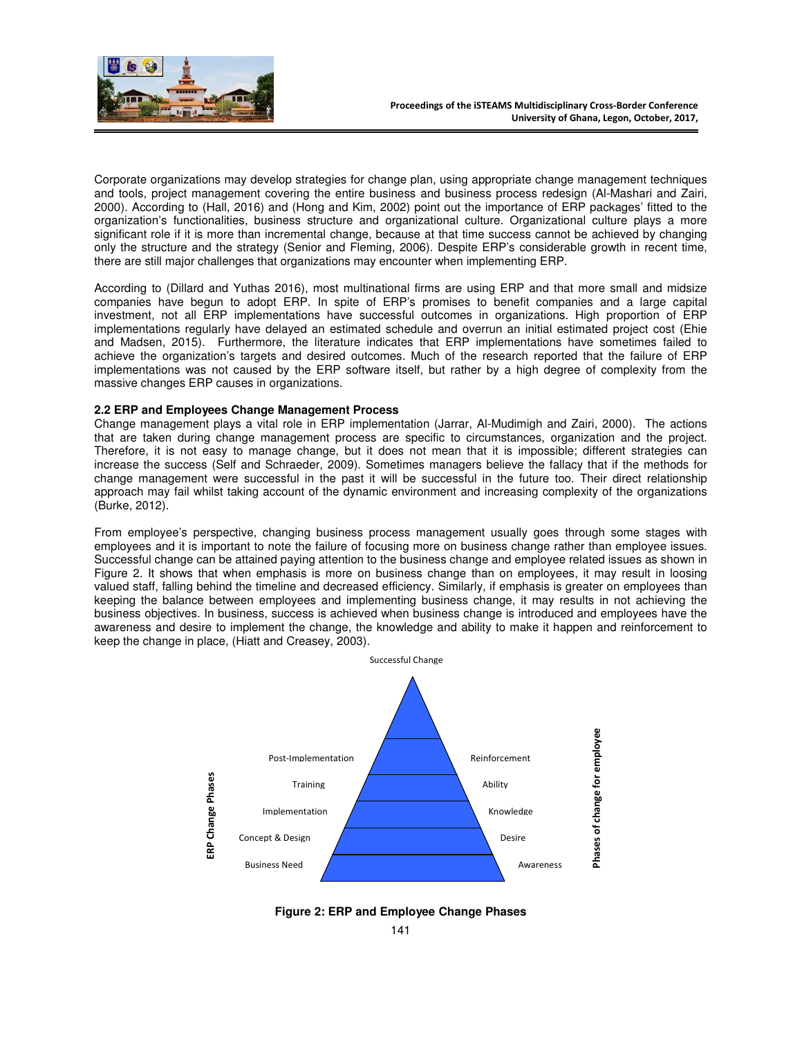Corporate organizations may develop strategies for change plan, using appropriate change management techniques and tools, project management covering the entire business and business process redesign (Al-Mashari and Zairi, 2000). According to (Hall, 2016) and (Hong and Kim, 2002) point out the importance of ERP packages' fitted to the organization's functionalities, business structure and organizational culture. Organizational culture plays a more significant role if it is more than incremental change, because at that time success cannot be achieved by changing only the structure and the strategy (Senior and Fleming, 2006). Despite ERP's considerable growth in recent time, there are still major challenges that organizations may encounter when implementing ERP.

According to (Dillard and Yuthas 2016), most multinational firms are using ERP and that more small and midsize companies have begun to adopt ERP. In spite of ERP's promises to benefit companies and a large capital investment, not all ERP implementations have successful outcomes in organizations. High proportion of ERP implementations regularly have delayed an estimated schedule and overrun an initial estimated project cost (Ehie and Madsen, 2015). Furthermore, the literature indicates that ERP implementations have sometimes failed to achieve the organization's targets and desired outcomes. Much of the research reported that the failure of ERP implementations was not caused by the ERP software itself, but rather by a high degree of complexity from the massive changes ERP causes in organizations.

### 2.2 ERP and Employees Change Management Process

Change management plays a vital role in ERP implementation (Jarrar, Al-Mudimigh and Zairi, 2000). The actions that are taken during change management process are specific to circumstances, organization and the project. Therefore, it is not easy to manage change, but it does not mean that it is impossible; different strategies can increase the success (Self and Schraeder, 2009). Sometimes managers believe the fallacy that if the methods for change management were successful in the past it will be successful in the future too. Their direct relationship approach may fail whilst taking account of the dynamic environment and increasing complexity of the organizations (Burke, 2012).

From employee's perspective, changing business process management usually goes through some stages with employees and it is important to note the failure of focusing more on business change rather than employee issues. Successful change can be attained paying attention to the business change and employee related issues as shown in Figure 2. It shows that when emphasis is more on business change than on employees, it may result in loosing valued staff, falling behind the timeline and decreased efficiency. Similarly, if emphasis is greater on employees than keeping the balance between employees and implementing business change, it may results in not achieving the business objectives. In business, success is achieved when business change is introduced and employees have the awareness and desire to implement the change, the knowledge and ability to make it happen and reinforcement to keep the change in place, (Hiatt and Creasey, 2003).

Successful Change

| ERP Change Phases | Phases of change for employee |
|---|---|
| Post-Implementation | Reinforcement |
| Training | Ability |
| Implementation | Knowledge |
| Concept & Design | Desire |
| Business Need | Awareness |

**Figure 2: ERP and Employee Change Phases**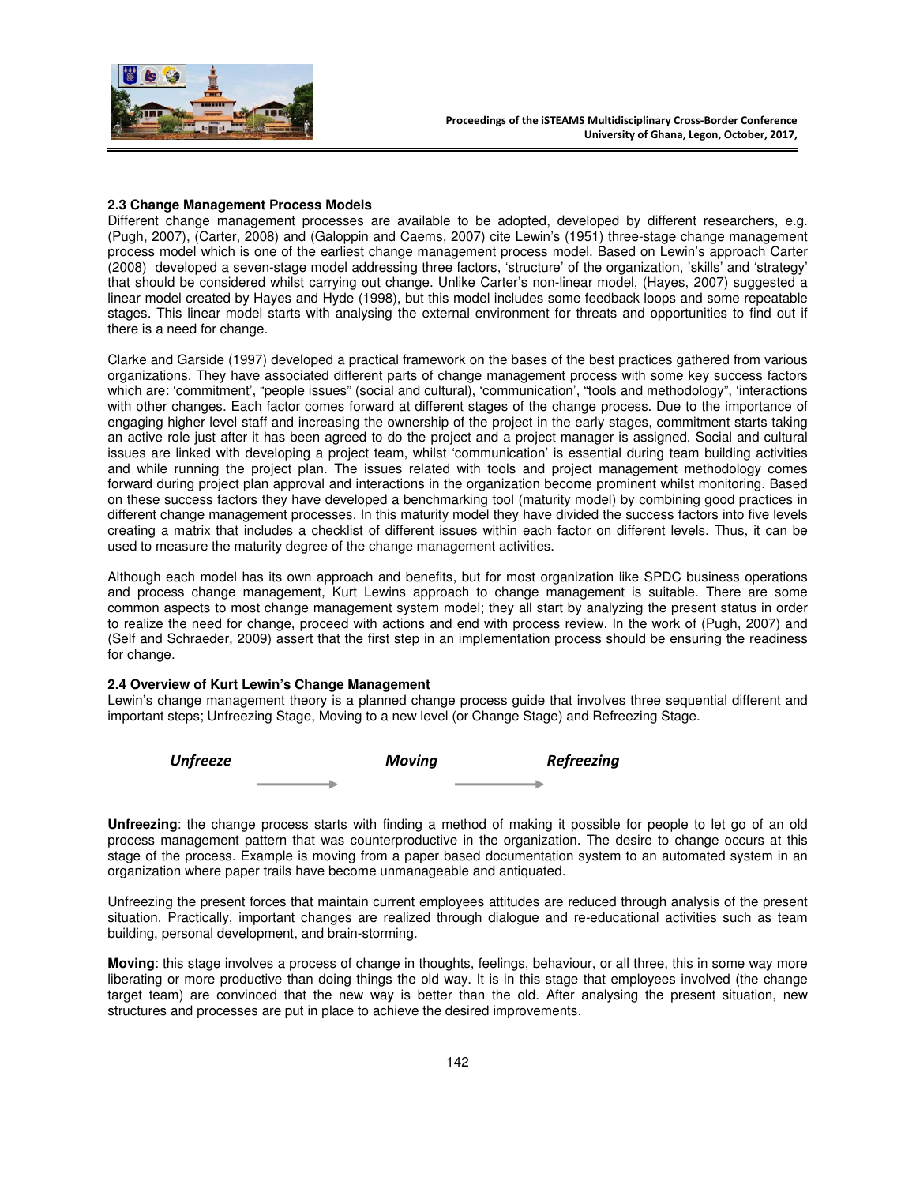**2.3 Change Management Process Models**

Different change management processes are available to be adopted, developed by different researchers, e.g. (Pugh, 2007), (Carter, 2008) and (Galoppin and Caems, 2007) cite Lewin's (1951) three-stage change management process model which is one of the earliest change management process model. Based on Lewin's approach Carter (2008) developed a seven-stage model addressing three factors, 'structure' of the organization, 'skills' and 'strategy' that should be considered whilst carrying out change. Unlike Carter's non-linear model, (Hayes, 2007) suggested a linear model created by Hayes and Hyde (1998), but this model includes some feedback loops and some repeatable stages. This linear model starts with analysing the external environment for threats and opportunities to find out if there is a need for change.

Clarke and Garside (1997) developed a practical framework on the bases of the best practices gathered from various organizations. They have associated different parts of change management process with some key success factors which are: 'commitment', "people issues" (social and cultural), 'communication', "tools and methodology", 'interactions with other changes. Each factor comes forward at different stages of the change process. Due to the importance of engaging higher level staff and increasing the ownership of the project in the early stages, commitment starts taking an active role just after it has been agreed to do the project and a project manager is assigned. Social and cultural issues are linked with developing a project team, whilst 'communication' is essential during team building activities and while running the project plan. The issues related with tools and project management methodology comes forward during project plan approval and interactions in the organization become prominent whilst monitoring. Based on these success factors they have developed a benchmarking tool (maturity model) by combining good practices in different change management processes. In this maturity model they have divided the success factors into five levels creating a matrix that includes a checklist of different issues within each factor on different levels. Thus, it can be used to measure the maturity degree of the change management activities.

Although each model has its own approach and benefits, but for most organization like SPDC business operations and process change management, Kurt Lewins approach to change management is suitable. There are some common aspects to most change management system model; they all start by analyzing the present status in order to realize the need for change, proceed with actions and end with process review. In the work of (Pugh, 2007) and (Self and Schraeder, 2009) assert that the first step in an implementation process should be ensuring the readiness for change.

**2.4 Overview of Kurt Lewin's Change Management**

Lewin's change management theory is a planned change process guide that involves three sequential different and important steps; Unfreezing Stage, Moving to a new level (or Change Stage) and Refreezing Stage.

***Unfreeze*** → ***Moving*** → ***Refreezing***

**Unfreezing**: the change process starts with finding a method of making it possible for people to let go of an old process management pattern that was counterproductive in the organization. The desire to change occurs at this stage of the process. Example is moving from a paper based documentation system to an automated system in an organization where paper trails have become unmanageable and antiquated.

Unfreezing the present forces that maintain current employees attitudes are reduced through analysis of the present situation. Practically, important changes are realized through dialogue and re-educational activities such as team building, personal development, and brain-storming.

**Moving**: this stage involves a process of change in thoughts, feelings, behaviour, or all three, this in some way more liberating or more productive than doing things the old way. It is in this stage that employees involved (the change target team) are convinced that the new way is better than the old. After analysing the present situation, new structures and processes are put in place to achieve the desired improvements.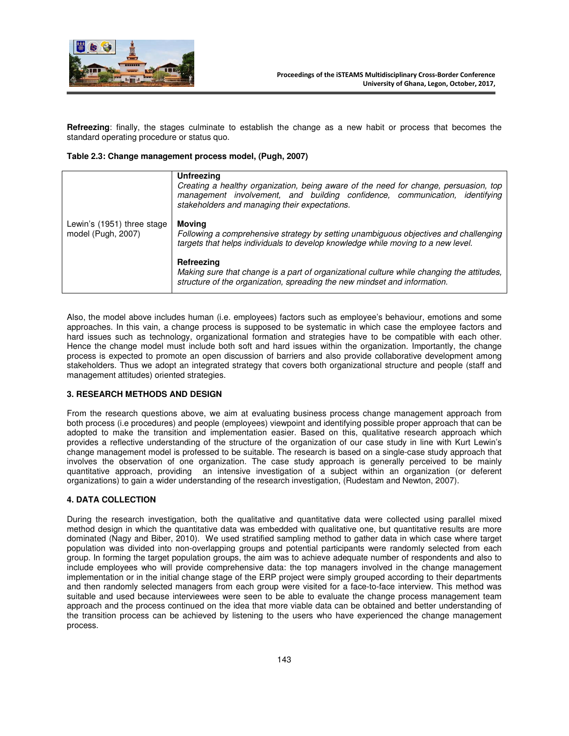**Refreezing**: finally, the stages culminate to establish the change as a new habit or process that becomes the standard operating procedure or status quo.

**Table 2.3: Change management process model, (Pugh, 2007)**

| | |
|---|---|
| Lewin's (1951) three stage model (Pugh, 2007) | **Unfreezing**<br>*Creating a healthy organization, being aware of the need for change, persuasion, top management involvement, and building confidence, communication, identifying stakeholders and managing their expectations.*<br><br>**Moving**<br>*Following a comprehensive strategy by setting unambiguous objectives and challenging targets that helps individuals to develop knowledge while moving to a new level.*<br><br>**Refreezing**<br>*Making sure that change is a part of organizational culture while changing the attitudes, structure of the organization, spreading the new mindset and information.* |

Also, the model above includes human (i.e. employees) factors such as employee's behaviour, emotions and some approaches. In this vain, a change process is supposed to be systematic in which case the employee factors and hard issues such as technology, organizational formation and strategies have to be compatible with each other. Hence the change model must include both soft and hard issues within the organization. Importantly, the change process is expected to promote an open discussion of barriers and also provide collaborative development among stakeholders. Thus we adopt an integrated strategy that covers both organizational structure and people (staff and management attitudes) oriented strategies.

## 3. RESEARCH METHODS AND DESIGN

From the research questions above, we aim at evaluating business process change management approach from both process (i.e procedures) and people (employees) viewpoint and identifying possible proper approach that can be adopted to make the transition and implementation easier. Based on this, qualitative research approach which provides a reflective understanding of the structure of the organization of our case study in line with Kurt Lewin's change management model is professed to be suitable. The research is based on a single-case study approach that involves the observation of one organization. The case study approach is generally perceived to be mainly quantitative approach, providing an intensive investigation of a subject within an organization (or deferent organizations) to gain a wider understanding of the research investigation, (Rudestam and Newton, 2007).

## 4. DATA COLLECTION

During the research investigation, both the qualitative and quantitative data were collected using parallel mixed method design in which the quantitative data was embedded with qualitative one, but quantitative results are more dominated (Nagy and Biber, 2010). We used stratified sampling method to gather data in which case where target population was divided into non-overlapping groups and potential participants were randomly selected from each group. In forming the target population groups, the aim was to achieve adequate number of respondents and also to include employees who will provide comprehensive data: the top managers involved in the change management implementation or in the initial change stage of the ERP project were simply grouped according to their departments and then randomly selected managers from each group were visited for a face-to-face interview. This method was suitable and used because interviewees were seen to be able to evaluate the change process management team approach and the process continued on the idea that more viable data can be obtained and better understanding of the transition process can be achieved by listening to the users who have experienced the change management process.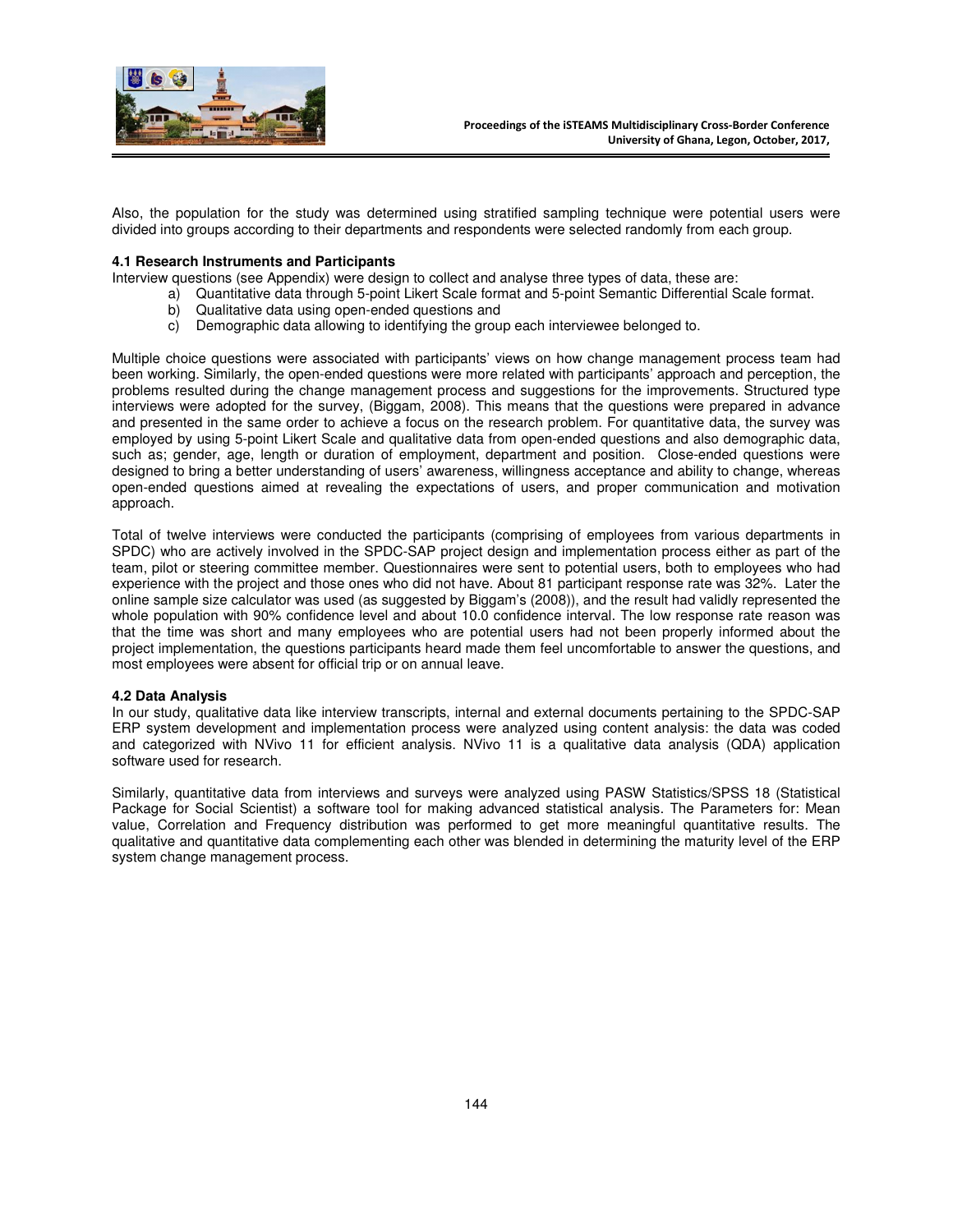Also, the population for the study was determined using stratified sampling technique were potential users were divided into groups according to their departments and respondents were selected randomly from each group.

### 4.1 Research Instruments and Participants

Interview questions (see Appendix) were design to collect and analyse three types of data, these are:

a) Quantitative data through 5-point Likert Scale format and 5-point Semantic Differential Scale format.
b) Qualitative data using open-ended questions and
c) Demographic data allowing to identifying the group each interviewee belonged to.

Multiple choice questions were associated with participants' views on how change management process team had been working. Similarly, the open-ended questions were more related with participants' approach and perception, the problems resulted during the change management process and suggestions for the improvements. Structured type interviews were adopted for the survey, (Biggam, 2008). This means that the questions were prepared in advance and presented in the same order to achieve a focus on the research problem. For quantitative data, the survey was employed by using 5-point Likert Scale and qualitative data from open-ended questions and also demographic data, such as; gender, age, length or duration of employment, department and position. Close-ended questions were designed to bring a better understanding of users' awareness, willingness acceptance and ability to change, whereas open-ended questions aimed at revealing the expectations of users, and proper communication and motivation approach.

Total of twelve interviews were conducted the participants (comprising of employees from various departments in SPDC) who are actively involved in the SPDC-SAP project design and implementation process either as part of the team, pilot or steering committee member. Questionnaires were sent to potential users, both to employees who had experience with the project and those ones who did not have. About 81 participant response rate was 32%. Later the online sample size calculator was used (as suggested by Biggam's (2008)), and the result had validly represented the whole population with 90% confidence level and about 10.0 confidence interval. The low response rate reason was that the time was short and many employees who are potential users had not been properly informed about the project implementation, the questions participants heard made them feel uncomfortable to answer the questions, and most employees were absent for official trip or on annual leave.

### 4.2 Data Analysis

In our study, qualitative data like interview transcripts, internal and external documents pertaining to the SPDC-SAP ERP system development and implementation process were analyzed using content analysis: the data was coded and categorized with NVivo 11 for efficient analysis. NVivo 11 is a qualitative data analysis (QDA) application software used for research.

Similarly, quantitative data from interviews and surveys were analyzed using PASW Statistics/SPSS 18 (Statistical Package for Social Scientist) a software tool for making advanced statistical analysis. The Parameters for: Mean value, Correlation and Frequency distribution was performed to get more meaningful quantitative results. The qualitative and quantitative data complementing each other was blended in determining the maturity level of the ERP system change management process.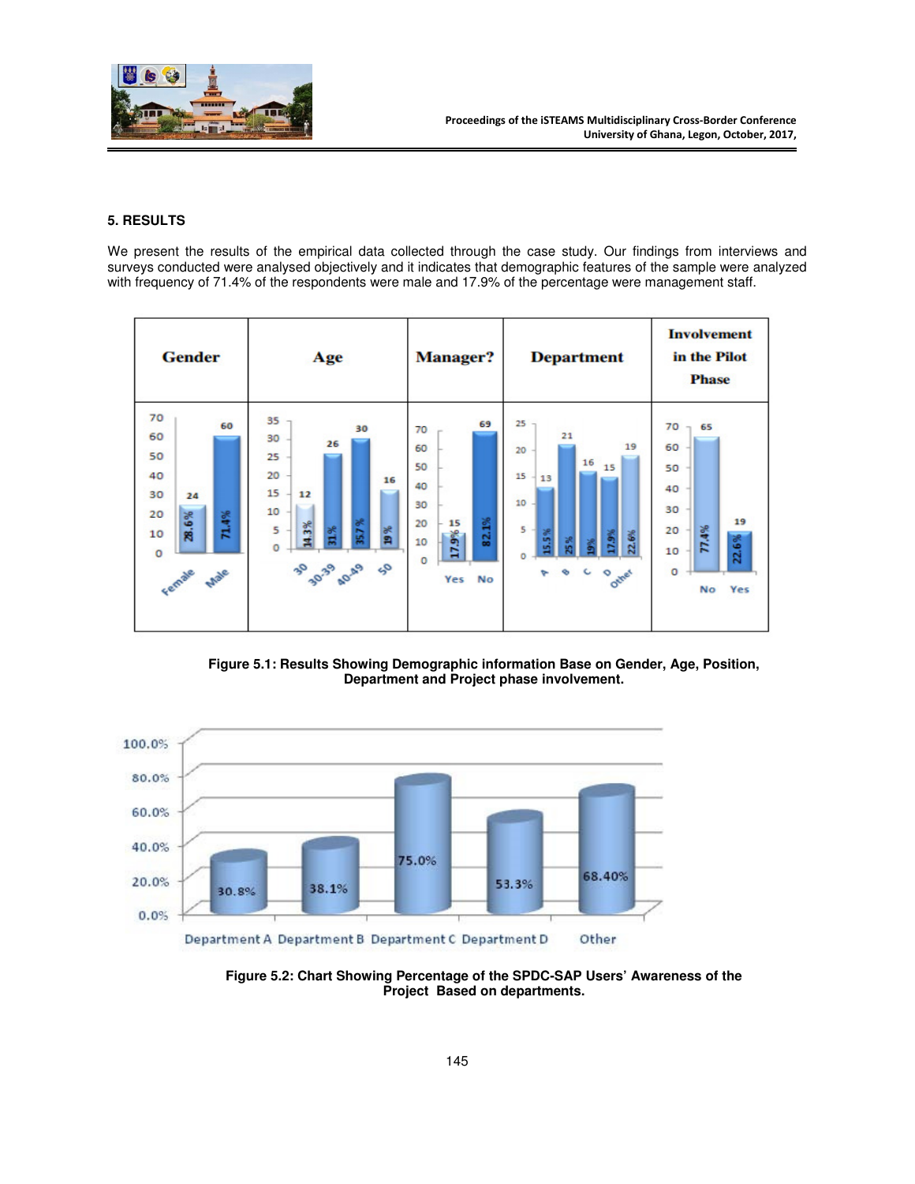## 5. RESULTS

We present the results of the empirical data collected through the case study. Our findings from interviews and surveys conducted were analysed objectively and it indicates that demographic features of the sample were analyzed with frequency of 71.4% of the respondents were male and 17.9% of the percentage were management staff.

| Gender | Age | Manager? | Department | Involvement in the Pilot Phase |
|---|---|---|---|---|
| Female: 24 (28.6%); Male: 60 (71.4%) | 30: 12 (14.3%); 30-39: 26 (31%); 40-49: 30 (35.7%); 50: 16 (19%) | Yes: 15 (17.9%); No: 69 (82.1%) | A: 13 (15.5%); B: 21 (25%); C: 16 (19%); D: 15 (17.9%); Other: 19 (22.6%) | No: 65 (77.4%); Yes: 19 (22.6%) |

**Figure 5.1: Results Showing Demographic information Base on Gender, Age, Position, Department and Project phase involvement.**

| Department | Awareness |
|---|---|
| Department A | 30.8% |
| Department B | 38.1% |
| Department C | 75.0% |
| Department D | 53.3% |
| Other | 68.40% |

**Figure 5.2: Chart Showing Percentage of the SPDC-SAP Users' Awareness of the Project Based on departments.**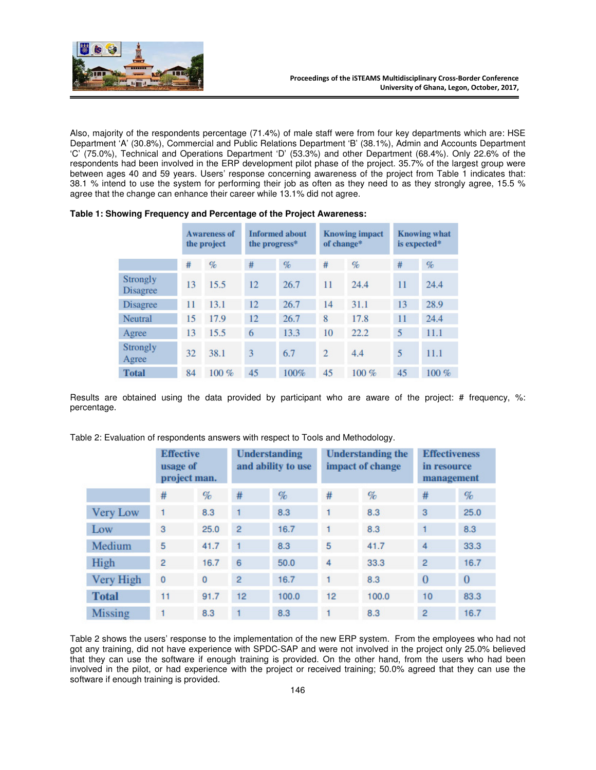Also, majority of the respondents percentage (71.4%) of male staff were from four key departments which are: HSE Department 'A' (30.8%), Commercial and Public Relations Department 'B' (38.1%), Admin and Accounts Department 'C' (75.0%), Technical and Operations Department 'D' (53.3%) and other Department (68.4%). Only 22.6% of the respondents had been involved in the ERP development pilot phase of the project. 35.7% of the largest group were between ages 40 and 59 years. Users' response concerning awareness of the project from Table 1 indicates that: 38.1 % intend to use the system for performing their job as often as they need to as they strongly agree, 15.5 % agree that the change can enhance their career while 13.1% did not agree.

**Table 1: Showing Frequency and Percentage of the Project Awareness:**

| | Awareness of the project | | Informed about the progress* | | Knowing impact of change* | | Knowing what is expected* | |
|---|---|---|---|---|---|---|---|---|
| | # | % | # | % | # | % | # | % |
| Strongly Disagree | 13 | 15.5 | 12 | 26.7 | 11 | 24.4 | 11 | 24.4 |
| Disagree | 11 | 13.1 | 12 | 26.7 | 14 | 31.1 | 13 | 28.9 |
| Neutral | 15 | 17.9 | 12 | 26.7 | 8 | 17.8 | 11 | 24.4 |
| Agree | 13 | 15.5 | 6 | 13.3 | 10 | 22.2 | 5 | 11.1 |
| Strongly Agree | 32 | 38.1 | 3 | 6.7 | 2 | 4.4 | 5 | 11.1 |
| **Total** | 84 | 100 % | 45 | 100% | 45 | 100 % | 45 | 100 % |

Results are obtained using the data provided by participant who are aware of the project: # frequency, %: percentage.

Table 2: Evaluation of respondents answers with respect to Tools and Methodology.

| | Effective usage of project man. | | Understanding and ability to use | | Understanding the impact of change | | Effectiveness in resource management | |
|---|---|---|---|---|---|---|---|---|
| | # | % | # | % | # | % | # | % |
| Very Low | 1 | 8.3 | 1 | 8.3 | 1 | 8.3 | 3 | 25.0 |
| Low | 3 | 25.0 | 2 | 16.7 | 1 | 8.3 | 1 | 8.3 |
| Medium | 5 | 41.7 | 1 | 8.3 | 5 | 41.7 | 4 | 33.3 |
| High | 2 | 16.7 | 6 | 50.0 | 4 | 33.3 | 2 | 16.7 |
| Very High | 0 | 0 | 2 | 16.7 | 1 | 8.3 | 0 | 0 |
| **Total** | 11 | 91.7 | 12 | 100.0 | 12 | 100.0 | 10 | 83.3 |
| Missing | 1 | 8.3 | 1 | 8.3 | 1 | 8.3 | 2 | 16.7 |

Table 2 shows the users' response to the implementation of the new ERP system. From the employees who had not got any training, did not have experience with SPDC-SAP and were not involved in the project only 25.0% believed that they can use the software if enough training is provided. On the other hand, from the users who had been involved in the pilot, or had experience with the project or received training; 50.0% agreed that they can use the software if enough training is provided.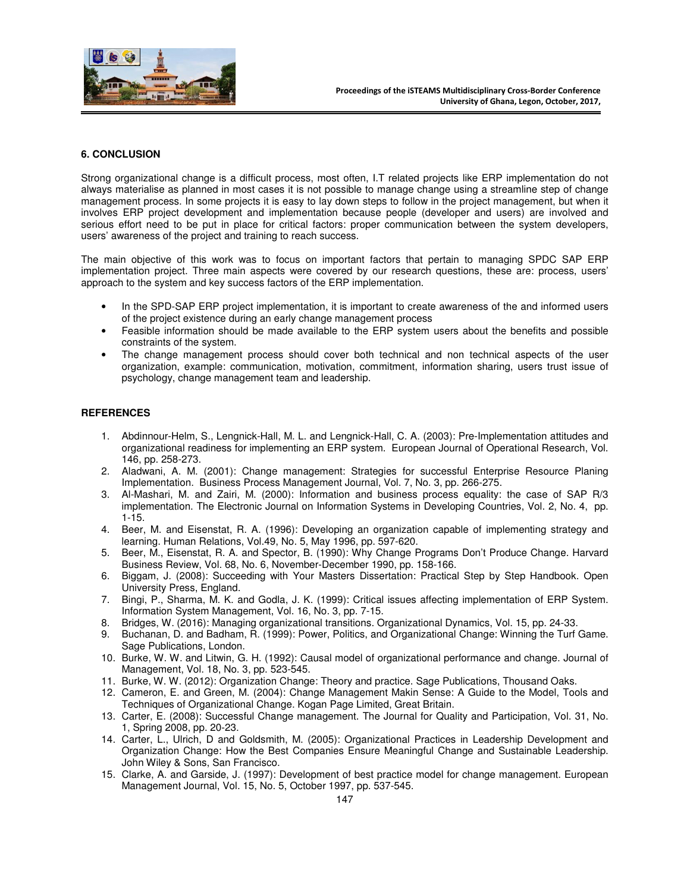## 6. CONCLUSION

Strong organizational change is a difficult process, most often, I.T related projects like ERP implementation do not always materialise as planned in most cases it is not possible to manage change using a streamline step of change management process. In some projects it is easy to lay down steps to follow in the project management, but when it involves ERP project development and implementation because people (developer and users) are involved and serious effort need to be put in place for critical factors: proper communication between the system developers, users' awareness of the project and training to reach success.

The main objective of this work was to focus on important factors that pertain to managing SPDC SAP ERP implementation project. Three main aspects were covered by our research questions, these are: process, users' approach to the system and key success factors of the ERP implementation.

- In the SPD-SAP ERP project implementation, it is important to create awareness of the and informed users of the project existence during an early change management process
- Feasible information should be made available to the ERP system users about the benefits and possible constraints of the system.
- The change management process should cover both technical and non technical aspects of the user organization, example: communication, motivation, commitment, information sharing, users trust issue of psychology, change management team and leadership.

## REFERENCES

1. Abdinnour-Helm, S., Lengnick-Hall, M. L. and Lengnick-Hall, C. A. (2003): Pre-Implementation attitudes and organizational readiness for implementing an ERP system. European Journal of Operational Research, Vol. 146, pp. 258-273.
2. Aladwani, A. M. (2001): Change management: Strategies for successful Enterprise Resource Planing Implementation. Business Process Management Journal, Vol. 7, No. 3, pp. 266-275.
3. Al-Mashari, M. and Zairi, M. (2000): Information and business process equality: the case of SAP R/3 implementation. The Electronic Journal on Information Systems in Developing Countries, Vol. 2, No. 4, pp. 1-15.
4. Beer, M. and Eisenstat, R. A. (1996): Developing an organization capable of implementing strategy and learning. Human Relations, Vol.49, No. 5, May 1996, pp. 597-620.
5. Beer, M., Eisenstat, R. A. and Spector, B. (1990): Why Change Programs Don't Produce Change. Harvard Business Review, Vol. 68, No. 6, November-December 1990, pp. 158-166.
6. Biggam, J. (2008): Succeeding with Your Masters Dissertation: Practical Step by Step Handbook. Open University Press, England.
7. Bingi, P., Sharma, M. K. and Godla, J. K. (1999): Critical issues affecting implementation of ERP System. Information System Management, Vol. 16, No. 3, pp. 7-15.
8. Bridges, W. (2016): Managing organizational transitions. Organizational Dynamics, Vol. 15, pp. 24-33.
9. Buchanan, D. and Badham, R. (1999): Power, Politics, and Organizational Change: Winning the Turf Game. Sage Publications, London.
10. Burke, W. W. and Litwin, G. H. (1992): Causal model of organizational performance and change. Journal of Management, Vol. 18, No. 3, pp. 523-545.
11. Burke, W. W. (2012): Organization Change: Theory and practice. Sage Publications, Thousand Oaks.
12. Cameron, E. and Green, M. (2004): Change Management Makin Sense: A Guide to the Model, Tools and Techniques of Organizational Change. Kogan Page Limited, Great Britain.
13. Carter, E. (2008): Successful Change management. The Journal for Quality and Participation, Vol. 31, No. 1, Spring 2008, pp. 20-23.
14. Carter, L., Ulrich, D and Goldsmith, M. (2005): Organizational Practices in Leadership Development and Organization Change: How the Best Companies Ensure Meaningful Change and Sustainable Leadership. John Wiley & Sons, San Francisco.
15. Clarke, A. and Garside, J. (1997): Development of best practice model for change management. European Management Journal, Vol. 15, No. 5, October 1997, pp. 537-545.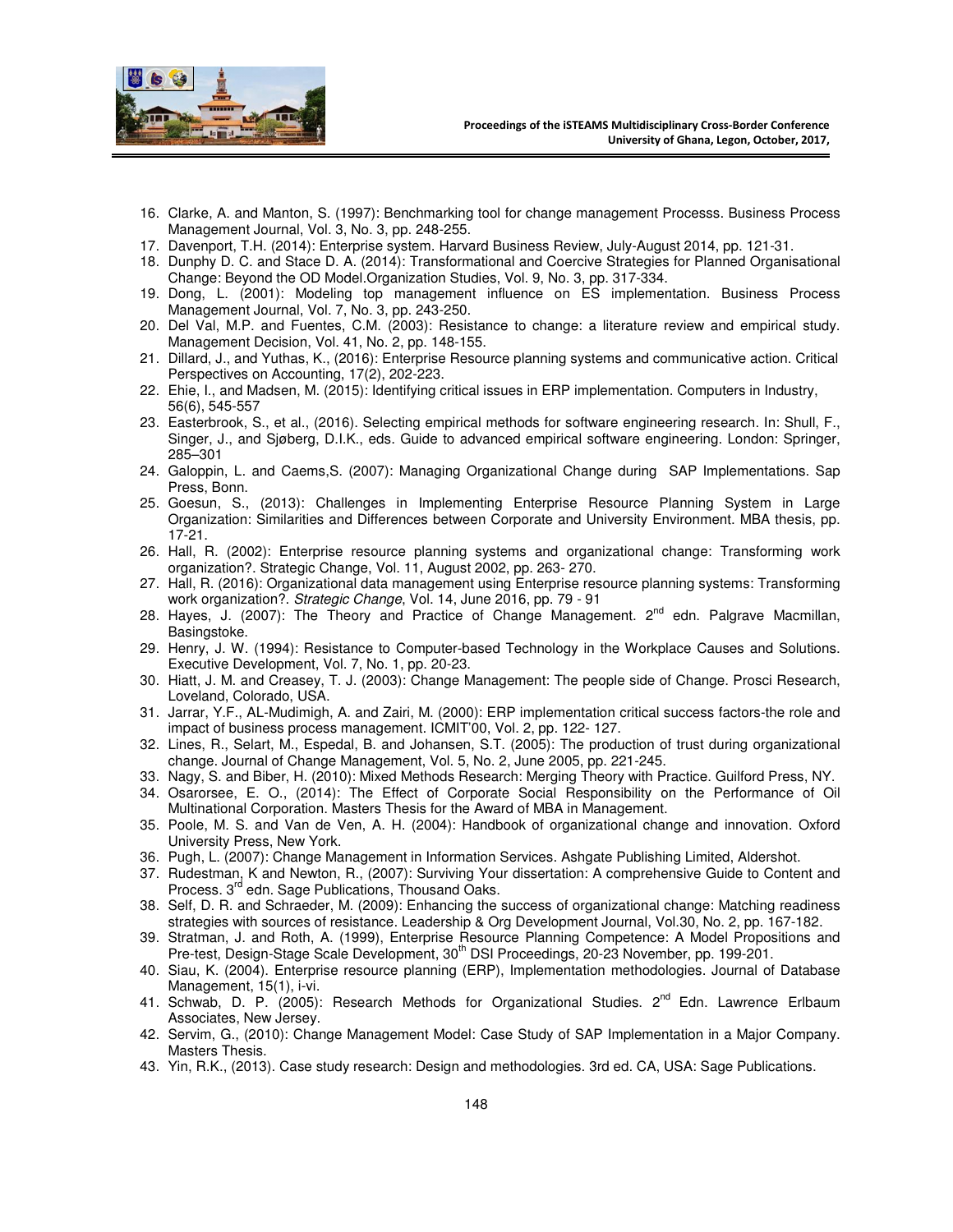16. Clarke, A. and Manton, S. (1997): Benchmarking tool for change management Processs. Business Process Management Journal, Vol. 3, No. 3, pp. 248-255.
17. Davenport, T.H. (2014): Enterprise system. Harvard Business Review, July-August 2014, pp. 121-31.
18. Dunphy D. C. and Stace D. A. (2014): Transformational and Coercive Strategies for Planned Organisational Change: Beyond the OD Model.Organization Studies, Vol. 9, No. 3, pp. 317-334.
19. Dong, L. (2001): Modeling top management influence on ES implementation. Business Process Management Journal, Vol. 7, No. 3, pp. 243-250.
20. Del Val, M.P. and Fuentes, C.M. (2003): Resistance to change: a literature review and empirical study. Management Decision, Vol. 41, No. 2, pp. 148-155.
21. Dillard, J., and Yuthas, K., (2016): Enterprise Resource planning systems and communicative action. Critical Perspectives on Accounting, 17(2), 202-223.
22. Ehie, I., and Madsen, M. (2015): Identifying critical issues in ERP implementation. Computers in Industry, 56(6), 545-557
23. Easterbrook, S., et al., (2016). Selecting empirical methods for software engineering research. In: Shull, F., Singer, J., and Sjøberg, D.I.K., eds. Guide to advanced empirical software engineering. London: Springer, 285–301
24. Galoppin, L. and Caems,S. (2007): Managing Organizational Change during SAP Implementations. Sap Press, Bonn.
25. Goesun, S., (2013): Challenges in Implementing Enterprise Resource Planning System in Large Organization: Similarities and Differences between Corporate and University Environment. MBA thesis, pp. 17-21.
26. Hall, R. (2002): Enterprise resource planning systems and organizational change: Transforming work organization?. Strategic Change, Vol. 11, August 2002, pp. 263- 270.
27. Hall, R. (2016): Organizational data management using Enterprise resource planning systems: Transforming work organization?. *Strategic Change*, Vol. 14, June 2016, pp. 79 - 91
28. Hayes, J. (2007): The Theory and Practice of Change Management. 2nd edn. Palgrave Macmillan, Basingstoke.
29. Henry, J. W. (1994): Resistance to Computer-based Technology in the Workplace Causes and Solutions. Executive Development, Vol. 7, No. 1, pp. 20-23.
30. Hiatt, J. M. and Creasey, T. J. (2003): Change Management: The people side of Change. Prosci Research, Loveland, Colorado, USA.
31. Jarrar, Y.F., AL-Mudimigh, A. and Zairi, M. (2000): ERP implementation critical success factors-the role and impact of business process management. ICMIT'00, Vol. 2, pp. 122- 127.
32. Lines, R., Selart, M., Espedal, B. and Johansen, S.T. (2005): The production of trust during organizational change. Journal of Change Management, Vol. 5, No. 2, June 2005, pp. 221-245.
33. Nagy, S. and Biber, H. (2010): Mixed Methods Research: Merging Theory with Practice. Guilford Press, NY.
34. Osarorsee, E. O., (2014): The Effect of Corporate Social Responsibility on the Performance of Oil Multinational Corporation. Masters Thesis for the Award of MBA in Management.
35. Poole, M. S. and Van de Ven, A. H. (2004): Handbook of organizational change and innovation. Oxford University Press, New York.
36. Pugh, L. (2007): Change Management in Information Services. Ashgate Publishing Limited, Aldershot.
37. Rudestman, K and Newton, R., (2007): Surviving Your dissertation: A comprehensive Guide to Content and Process. 3rd edn. Sage Publications, Thousand Oaks.
38. Self, D. R. and Schraeder, M. (2009): Enhancing the success of organizational change: Matching readiness strategies with sources of resistance. Leadership & Org Development Journal, Vol.30, No. 2, pp. 167-182.
39. Stratman, J. and Roth, A. (1999), Enterprise Resource Planning Competence: A Model Propositions and Pre-test, Design-Stage Scale Development, 30th DSI Proceedings, 20-23 November, pp. 199-201.
40. Siau, K. (2004). Enterprise resource planning (ERP), Implementation methodologies. Journal of Database Management, 15(1), i-vi.
41. Schwab, D. P. (2005): Research Methods for Organizational Studies. 2nd Edn. Lawrence Erlbaum Associates, New Jersey.
42. Servim, G., (2010): Change Management Model: Case Study of SAP Implementation in a Major Company. Masters Thesis.
43. Yin, R.K., (2013). Case study research: Design and methodologies. 3rd ed. CA, USA: Sage Publications.